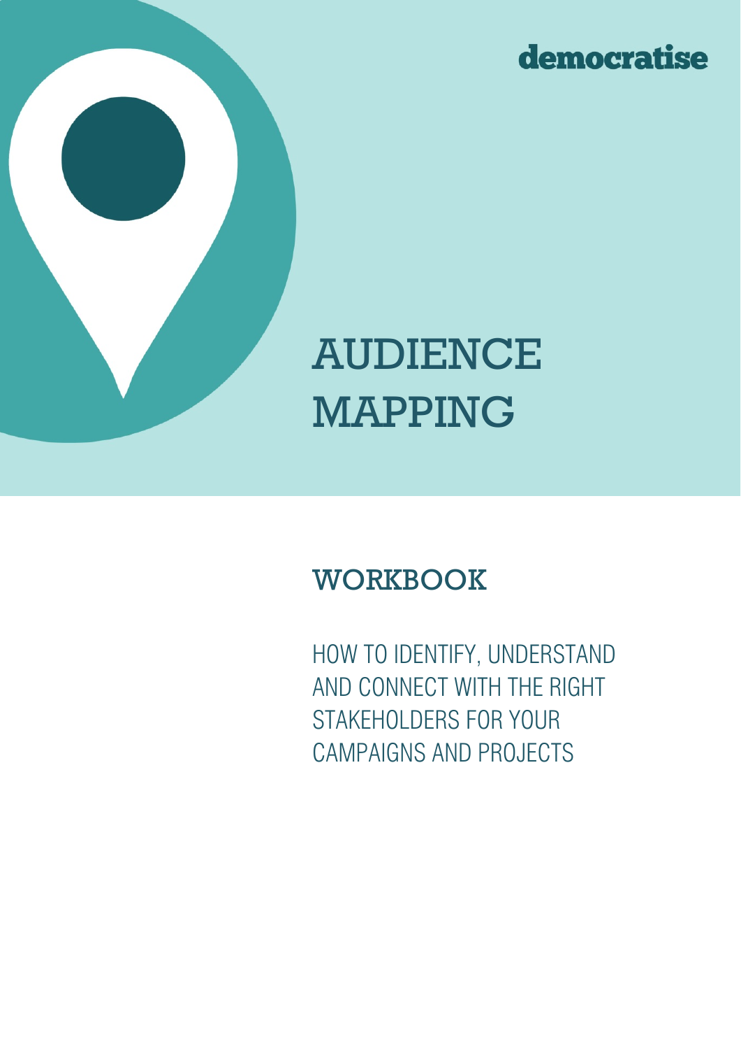democratise

# AUDIENCE MAPPING

## WORKBOOK

HOW TO IDENTIFY, UNDERSTAND AND CONNECT WITH THE RIGHT STAKEHOLDERS FOR YOUR CAMPAIGNS AND PROJECTS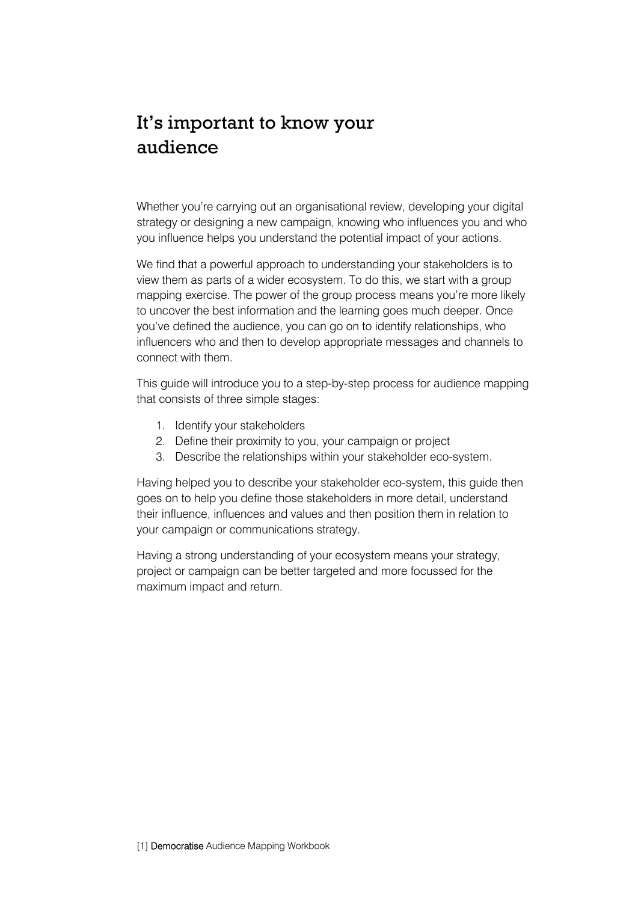# It's important to know your audience

Whether you're carrying out an organisational review, developing your digital strategy or designing a new campaign, knowing who influences you and who you influence helps you understand the potential impact of your actions.

We find that a powerful approach to understanding your stakeholders is to view them as parts of a wider ecosystem. To do this, we start with a group mapping exercise. The power of the group process means you're more likely to uncover the best information and the learning goes much deeper. Once you've defined the audience, you can go on to identify relationships, who influencers who and then to develop appropriate messages and channels to connect with them.

This guide will introduce you to a step-by-step process for audience mapping that consists of three simple stages:

1. Identify your stakeholders
2. Define their proximity to you, your campaign or project
3. Describe the relationships within your stakeholder eco-system.

Having helped you to describe your stakeholder eco-system, this guide then goes on to help you define those stakeholders in more detail, understand their influence, influences and values and then position them in relation to your campaign or communications strategy.

Having a strong understanding of your ecosystem means your strategy, project or campaign can be better targeted and more focussed for the maximum impact and return.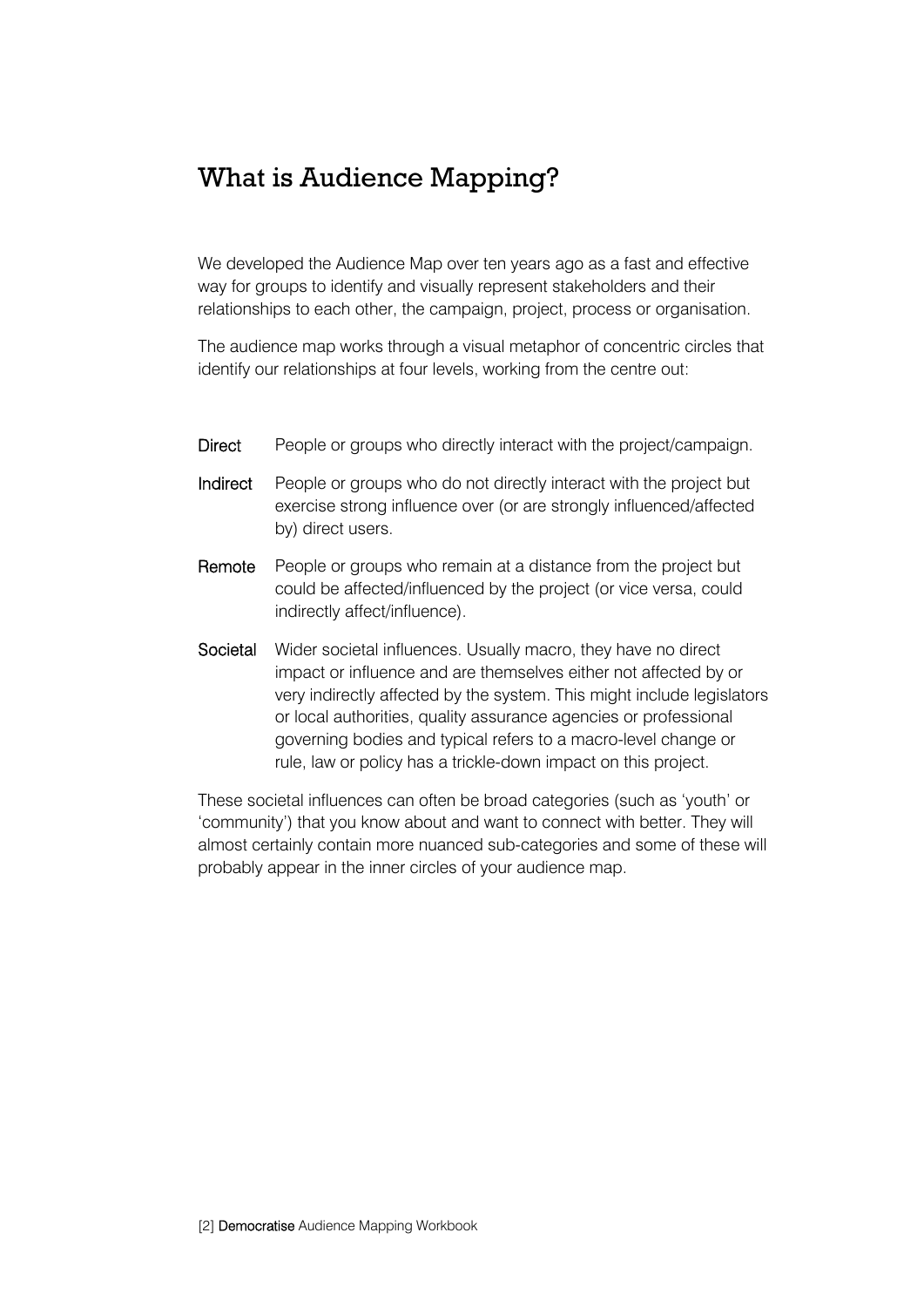# What is Audience Mapping?

We developed the Audience Map over ten years ago as a fast and effective way for groups to identify and visually represent stakeholders and their relationships to each other, the campaign, project, process or organisation.

The audience map works through a visual metaphor of concentric circles that identify our relationships at four levels, working from the centre out:

| | |
|---|---|
| Direct | People or groups who directly interact with the project/campaign. |
| Indirect | People or groups who do not directly interact with the project but exercise strong influence over (or are strongly influenced/affected by) direct users. |
| Remote | People or groups who remain at a distance from the project but could be affected/influenced by the project (or vice versa, could indirectly affect/influence). |
| Societal | Wider societal influences. Usually macro, they have no direct impact or influence and are themselves either not affected by or very indirectly affected by the system. This might include legislators or local authorities, quality assurance agencies or professional governing bodies and typical refers to a macro-level change or rule, law or policy has a trickle-down impact on this project. |

These societal influences can often be broad categories (such as 'youth' or 'community') that you know about and want to connect with better. They will almost certainly contain more nuanced sub-categories and some of these will probably appear in the inner circles of your audience map.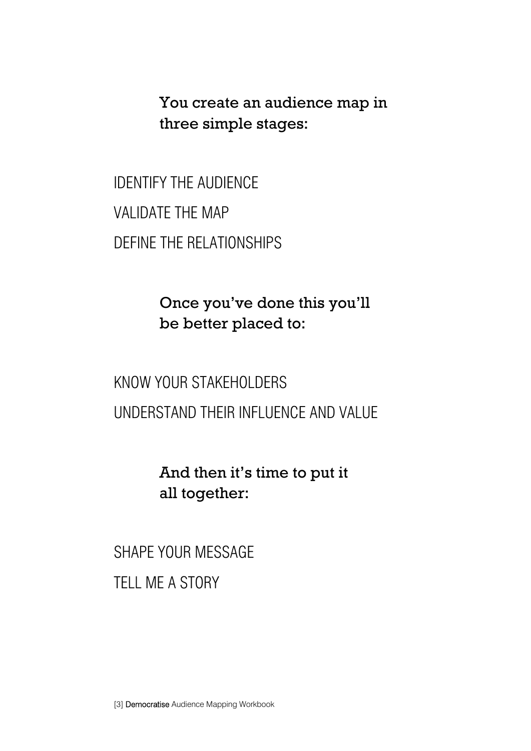**You create an audience map in three simple stages:**

IDENTIFY THE AUDIENCE

VALIDATE THE MAP

DEFINE THE RELATIONSHIPS

**Once you've done this you'll be better placed to:**

KNOW YOUR STAKEHOLDERS

UNDERSTAND THEIR INFLUENCE AND VALUE

**And then it's time to put it all together:**

SHAPE YOUR MESSAGE

TELL ME A STORY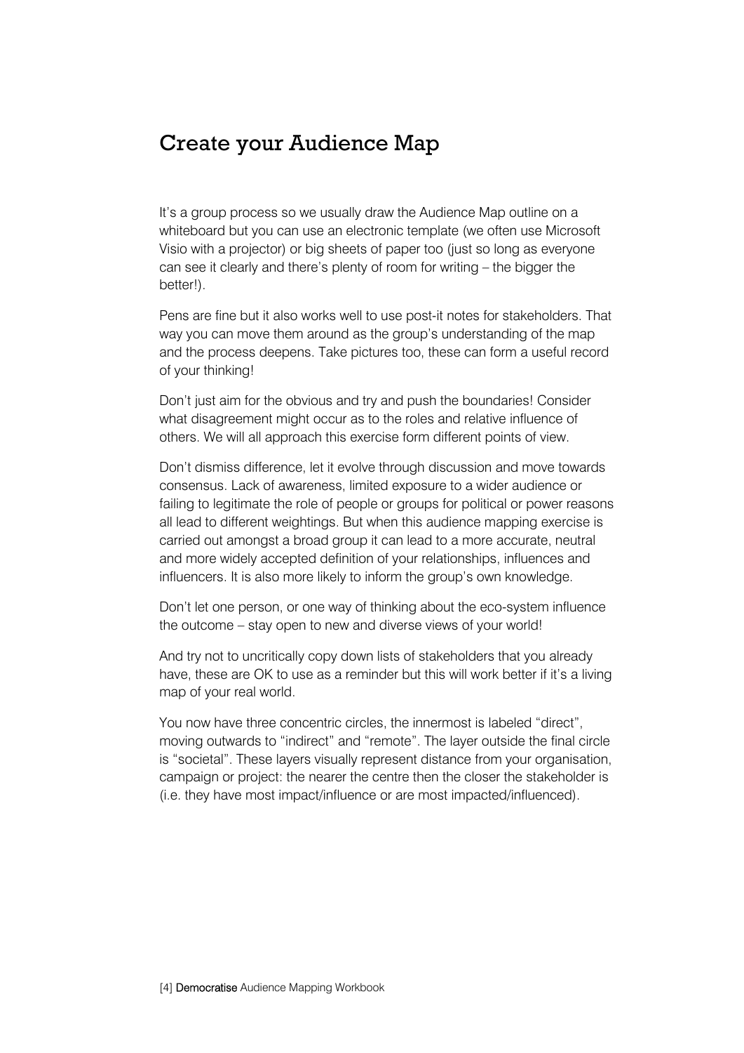# Create your Audience Map

It's a group process so we usually draw the Audience Map outline on a whiteboard but you can use an electronic template (we often use Microsoft Visio with a projector) or big sheets of paper too (just so long as everyone can see it clearly and there's plenty of room for writing – the bigger the better!).

Pens are fine but it also works well to use post-it notes for stakeholders. That way you can move them around as the group's understanding of the map and the process deepens. Take pictures too, these can form a useful record of your thinking!

Don't just aim for the obvious and try and push the boundaries! Consider what disagreement might occur as to the roles and relative influence of others. We will all approach this exercise form different points of view.

Don't dismiss difference, let it evolve through discussion and move towards consensus. Lack of awareness, limited exposure to a wider audience or failing to legitimate the role of people or groups for political or power reasons all lead to different weightings. But when this audience mapping exercise is carried out amongst a broad group it can lead to a more accurate, neutral and more widely accepted definition of your relationships, influences and influencers. It is also more likely to inform the group's own knowledge.

Don't let one person, or one way of thinking about the eco-system influence the outcome – stay open to new and diverse views of your world!

And try not to uncritically copy down lists of stakeholders that you already have, these are OK to use as a reminder but this will work better if it's a living map of your real world.

You now have three concentric circles, the innermost is labeled "direct", moving outwards to "indirect" and "remote". The layer outside the final circle is "societal". These layers visually represent distance from your organisation, campaign or project: the nearer the centre then the closer the stakeholder is (i.e. they have most impact/influence or are most impacted/influenced).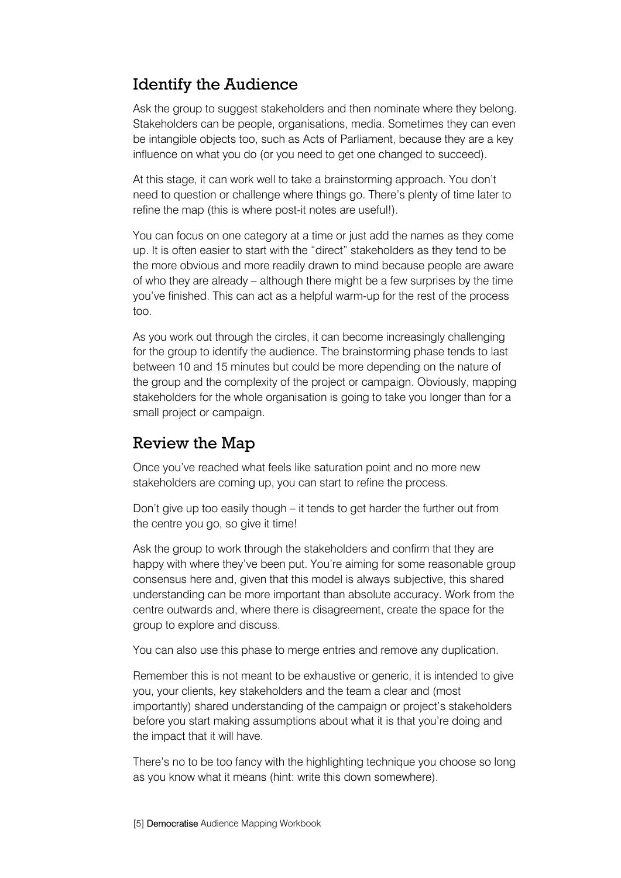## Identify the Audience

Ask the group to suggest stakeholders and then nominate where they belong. Stakeholders can be people, organisations, media. Sometimes they can even be intangible objects too, such as Acts of Parliament, because they are a key influence on what you do (or you need to get one changed to succeed).

At this stage, it can work well to take a brainstorming approach. You don't need to question or challenge where things go. There's plenty of time later to refine the map (this is where post-it notes are useful!).

You can focus on one category at a time or just add the names as they come up. It is often easier to start with the "direct" stakeholders as they tend to be the more obvious and more readily drawn to mind because people are aware of who they are already – although there might be a few surprises by the time you've finished. This can act as a helpful warm-up for the rest of the process too.

As you work out through the circles, it can become increasingly challenging for the group to identify the audience. The brainstorming phase tends to last between 10 and 15 minutes but could be more depending on the nature of the group and the complexity of the project or campaign. Obviously, mapping stakeholders for the whole organisation is going to take you longer than for a small project or campaign.

## Review the Map

Once you've reached what feels like saturation point and no more new stakeholders are coming up, you can start to refine the process.

Don't give up too easily though – it tends to get harder the further out from the centre you go, so give it time!

Ask the group to work through the stakeholders and confirm that they are happy with where they've been put. You're aiming for some reasonable group consensus here and, given that this model is always subjective, this shared understanding can be more important than absolute accuracy. Work from the centre outwards and, where there is disagreement, create the space for the group to explore and discuss.

You can also use this phase to merge entries and remove any duplication.

Remember this is not meant to be exhaustive or generic, it is intended to give you, your clients, key stakeholders and the team a clear and (most importantly) shared understanding of the campaign or project's stakeholders before you start making assumptions about what it is that you're doing and the impact that it will have.

There's no to be too fancy with the highlighting technique you choose so long as you know what it means (hint: write this down somewhere).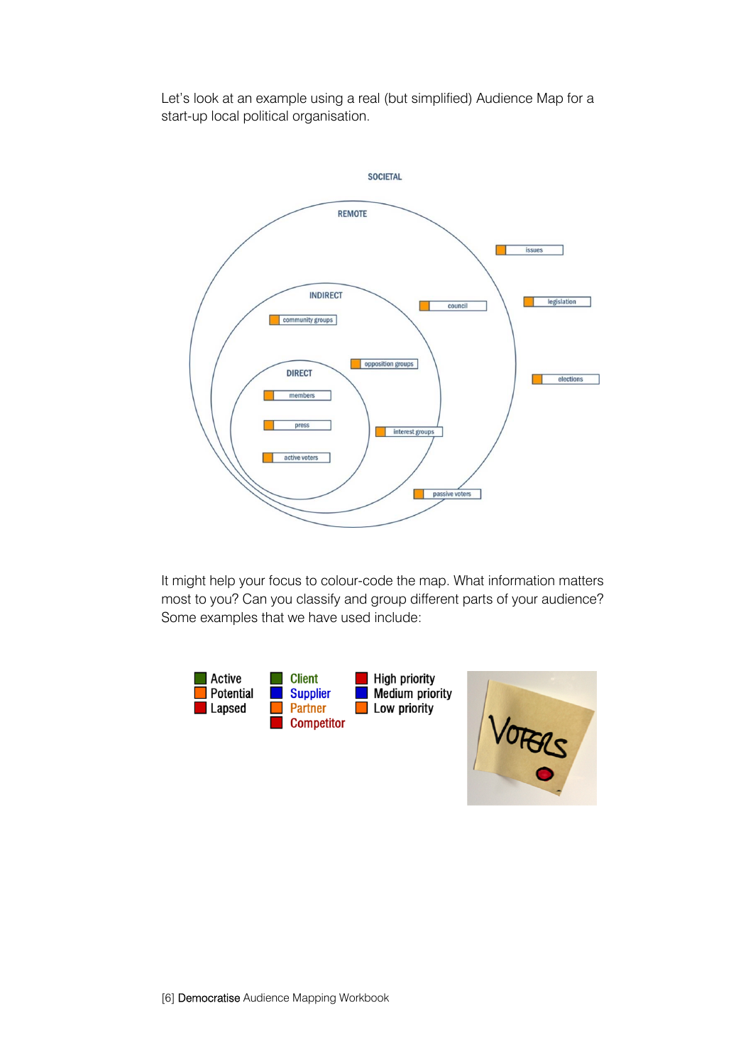Let's look at an example using a real (but simplified) Audience Map for a start-up local political organisation.

SOCIETAL

REMOTE

INDIRECT

DIRECT

members

press

active voters

community groups

opposition groups

interest groups

council

passive voters

issues

legislation

elections

It might help your focus to colour-code the map. What information matters most to you? Can you classify and group different parts of your audience? Some examples that we have used include:

- Active
- Potential
- Lapsed

- Client
- Supplier
- Partner
- Competitor

- High priority
- Medium priority
- Low priority

VOTERS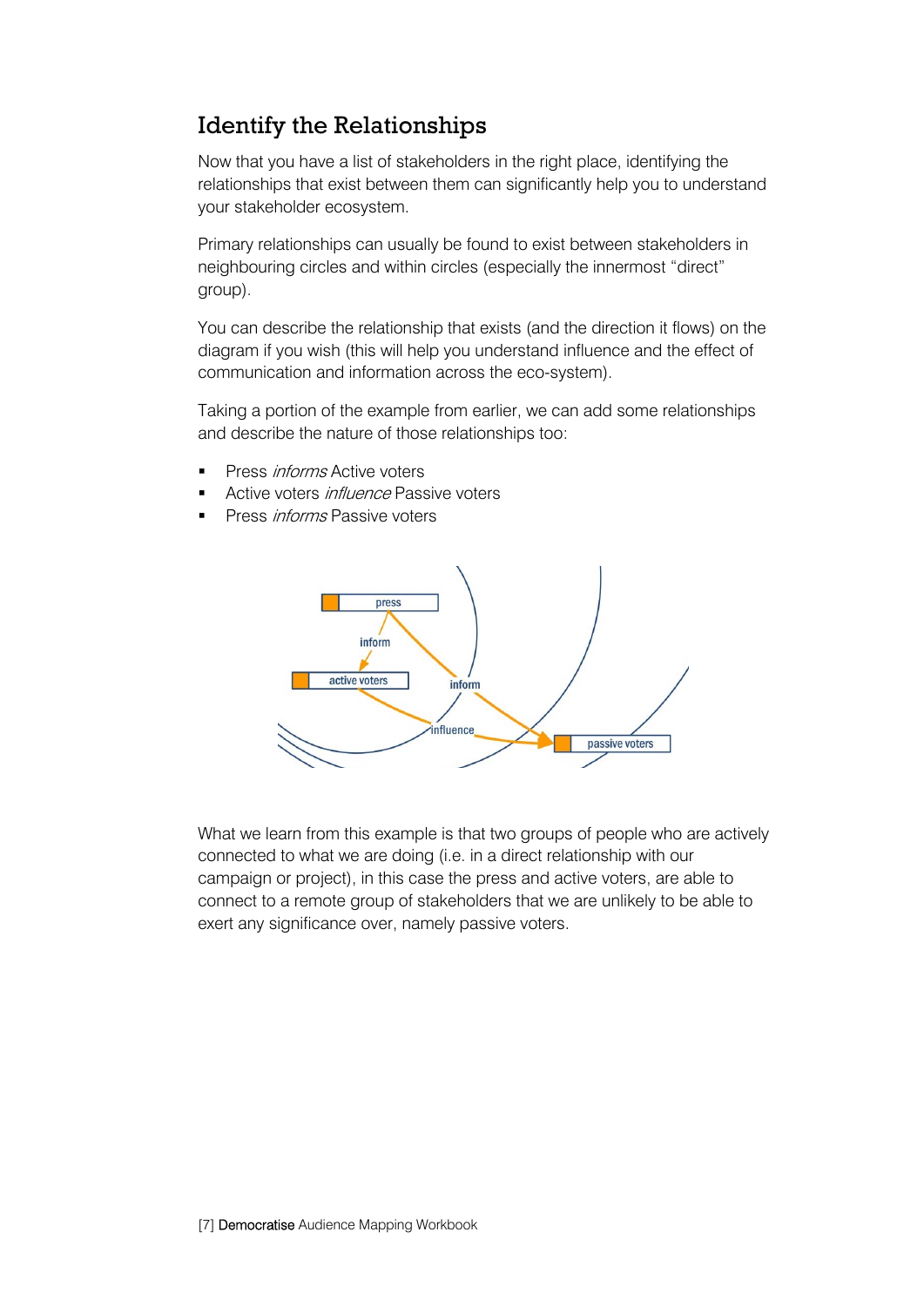## Identify the Relationships

Now that you have a list of stakeholders in the right place, identifying the relationships that exist between them can significantly help you to understand your stakeholder ecosystem.

Primary relationships can usually be found to exist between stakeholders in neighbouring circles and within circles (especially the innermost "direct" group).

You can describe the relationship that exists (and the direction it flows) on the diagram if you wish (this will help you understand influence and the effect of communication and information across the eco-system).

Taking a portion of the example from earlier, we can add some relationships and describe the nature of those relationships too:

- Press *informs* Active voters
- Active voters *influence* Passive voters
- Press *informs* Passive voters

What we learn from this example is that two groups of people who are actively connected to what we are doing (i.e. in a direct relationship with our campaign or project), in this case the press and active voters, are able to connect to a remote group of stakeholders that we are unlikely to be able to exert any significance over, namely passive voters.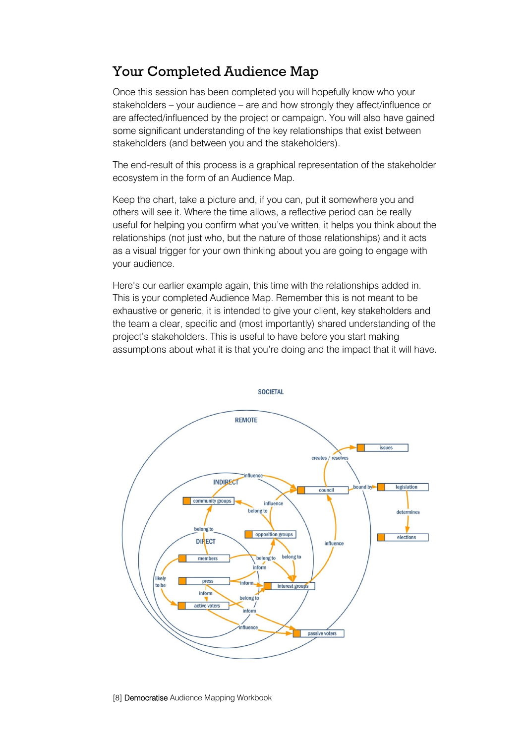# Your Completed Audience Map

Once this session has been completed you will hopefully know who your stakeholders – your audience – are and how strongly they affect/influence or are affected/influenced by the project or campaign. You will also have gained some significant understanding of the key relationships that exist between stakeholders (and between you and the stakeholders).

The end-result of this process is a graphical representation of the stakeholder ecosystem in the form of an Audience Map.

Keep the chart, take a picture and, if you can, put it somewhere you and others will see it. Where the time allows, a reflective period can be really useful for helping you confirm what you've written, it helps you think about the relationships (not just who, but the nature of those relationships) and it acts as a visual trigger for your own thinking about you are going to engage with your audience.

Here's our earlier example again, this time with the relationships added in. This is your completed Audience Map. Remember this is not meant to be exhaustive or generic, it is intended to give your client, key stakeholders and the team a clear, specific and (most importantly) shared understanding of the project's stakeholders. This is useful to have before you start making assumptions about what it is that you're doing and the impact that it will have.

SOCIETAL

REMOTE

INDIRECT

DIRECT

issues

creates / resolves

council

bound by

legislation

determines

elections

influence

community groups

influence

belong to

opposition groups

belong to

members

belong to

belong to

inform

likely to be

press

inform

interest groups

influence

inform

active voters

belong to

inform

influence

passive voters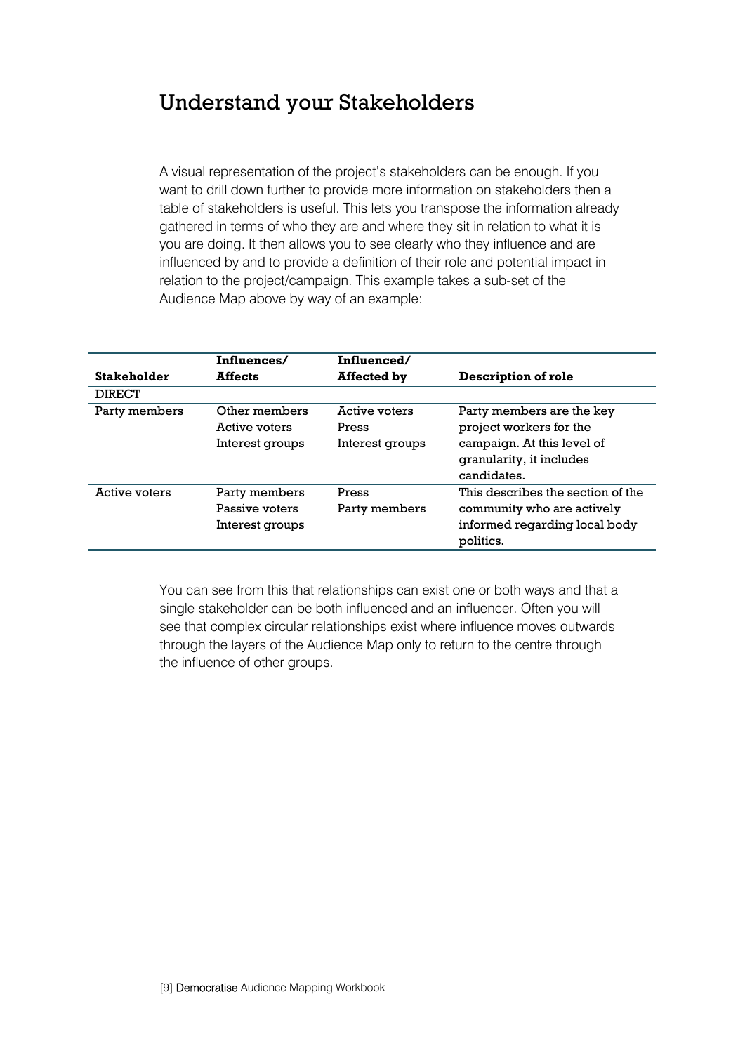## Understand your Stakeholders

A visual representation of the project's stakeholders can be enough. If you want to drill down further to provide more information on stakeholders then a table of stakeholders is useful. This lets you transpose the information already gathered in terms of who they are and where they sit in relation to what it is you are doing. It then allows you to see clearly who they influence and are influenced by and to provide a definition of their role and potential impact in relation to the project/campaign. This example takes a sub-set of the Audience Map above by way of an example:

| **Stakeholder** | **Influences/ Affects** | **Influenced/ Affected by** | **Description of role** |
|---|---|---|---|
| DIRECT | | | |
| Party members | Other members<br>Active voters<br>Interest groups | Active voters<br>Press<br>Interest groups | Party members are the key project workers for the campaign. At this level of granularity, it includes candidates. |
| Active voters | Party members<br>Passive voters<br>Interest groups | Press<br>Party members | This describes the section of the community who are actively informed regarding local body politics. |

You can see from this that relationships can exist one or both ways and that a single stakeholder can be both influenced and an influencer. Often you will see that complex circular relationships exist where influence moves outwards through the layers of the Audience Map only to return to the centre through the influence of other groups.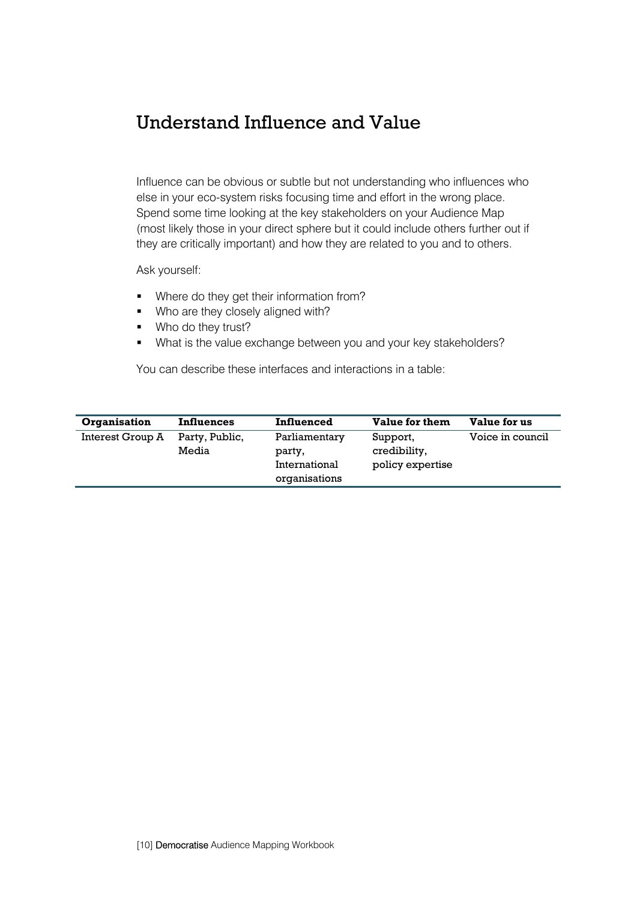## Understand Influence and Value

Influence can be obvious or subtle but not understanding who influences who else in your eco-system risks focusing time and effort in the wrong place. Spend some time looking at the key stakeholders on your Audience Map (most likely those in your direct sphere but it could include others further out if they are critically important) and how they are related to you and to others.

Ask yourself:

- Where do they get their information from?
- Who are they closely aligned with?
- Who do they trust?
- What is the value exchange between you and your key stakeholders?

You can describe these interfaces and interactions in a table:

| Organisation | Influences | Influenced | Value for them | Value for us |
|---|---|---|---|---|
| Interest Group A | Party, Public, Media | Parliamentary party, International organisations | Support, credibility, policy expertise | Voice in council |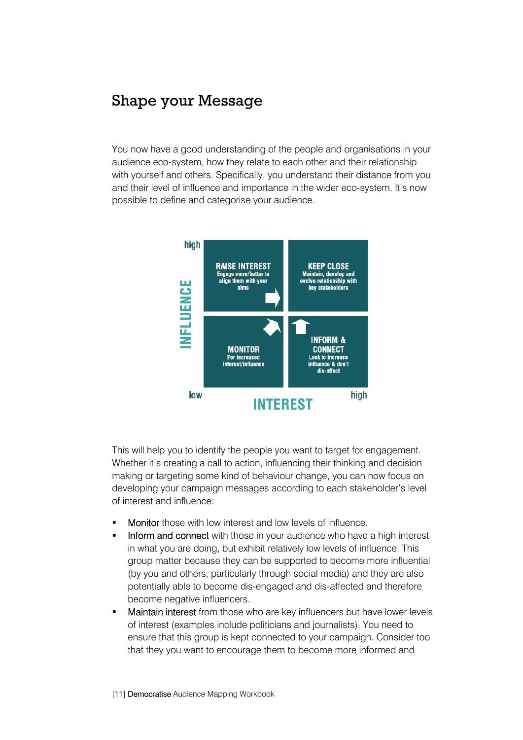## Shape your Message

You now have a good understanding of the people and organisations in your audience eco-system, how they relate to each other and their relationship with yourself and others. Specifically, you understand their distance from you and their level of influence and importance in the wider eco-system. It's now possible to define and categorise your audience.

| INFLUENCE | low INTEREST | high INTEREST |
|---|---|---|
| **high** | **RAISE INTEREST** Engage more/better to align them with your aims | **KEEP CLOSE** Maintain, develop and evolve relationship with key stakeholders |
| **low** | **MONITOR** For increased interest/influence | **INFORM & CONNECT** Look to increase influence & don't dis-affect |

This will help you to identify the people you want to target for engagement. Whether it's creating a call to action, influencing their thinking and decision making or targeting some kind of behaviour change, you can now focus on developing your campaign messages according to each stakeholder's level of interest and influence:

- **Monitor** those with low interest and low levels of influence.
- **Inform and connect** with those in your audience who have a high interest in what you are doing, but exhibit relatively low levels of influence. This group matter because they can be supported to become more influential (by you and others, particularly through social media) and they are also potentially able to become dis-engaged and dis-affected and therefore become negative influencers.
- **Maintain interest** from those who are key influencers but have lower levels of interest (examples include politicians and journalists). You need to ensure that this group is kept connected to your campaign. Consider too that they you want to encourage them to become more informed and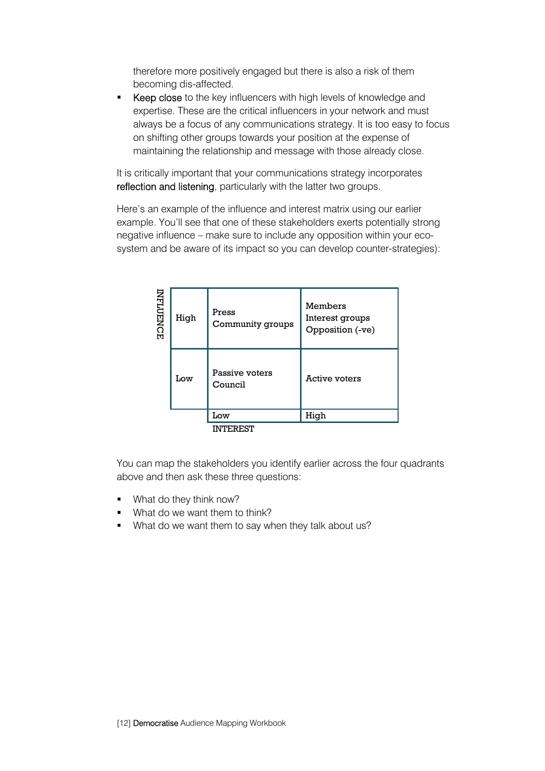therefore more positively engaged but there is also a risk of them becoming dis-affected.

- Keep close to the key influencers with high levels of knowledge and expertise. These are the critical influencers in your network and must always be a focus of any communications strategy. It is too easy to focus on shifting other groups towards your position at the expense of maintaining the relationship and message with those already close.

It is critically important that your communications strategy incorporates reflection and listening, particularly with the latter two groups.

Here's an example of the influence and interest matrix using our earlier example. You'll see that one of these stakeholders exerts potentially strong negative influence – make sure to include any opposition within your eco-system and be aware of its impact so you can develop counter-strategies):

| INFLUENCE | | | |
|---|---|---|---|
| | High | Press<br>Community groups | Members<br>Interest groups<br>Opposition (-ve) |
| | Low | Passive voters<br>Council | Active voters |
| | | Low | High |
| | | INTEREST | |

You can map the stakeholders you identify earlier across the four quadrants above and then ask these three questions:

- What do they think now?
- What do we want them to think?
- What do we want them to say when they talk about us?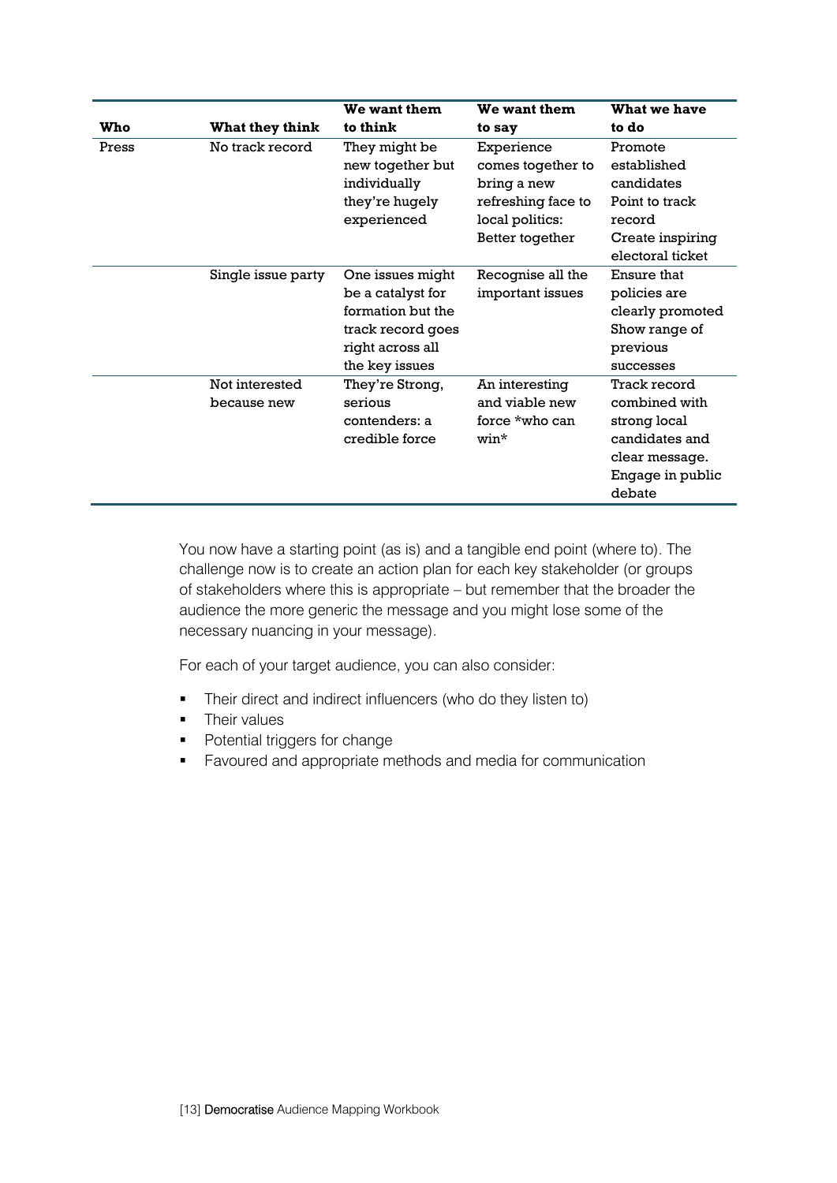| Who | What they think | We want them to think | We want them to say | What we have to do |
|---|---|---|---|---|
| Press | No track record | They might be new together but individually they're hugely experienced | Experience comes together to bring a new refreshing face to local politics: Better together | Promote established candidates Point to track record Create inspiring electoral ticket |
| | Single issue party | One issues might be a catalyst for formation but the track record goes right across all the key issues | Recognise all the important issues | Ensure that policies are clearly promoted Show range of previous successes |
| | Not interested because new | They're Strong, serious contenders: a credible force | An interesting and viable new force *who can win* | Track record combined with strong local candidates and clear message. Engage in public debate |

You now have a starting point (as is) and a tangible end point (where to). The challenge now is to create an action plan for each key stakeholder (or groups of stakeholders where this is appropriate – but remember that the broader the audience the more generic the message and you might lose some of the necessary nuancing in your message).

For each of your target audience, you can also consider:

- Their direct and indirect influencers (who do they listen to)
- Their values
- Potential triggers for change
- Favoured and appropriate methods and media for communication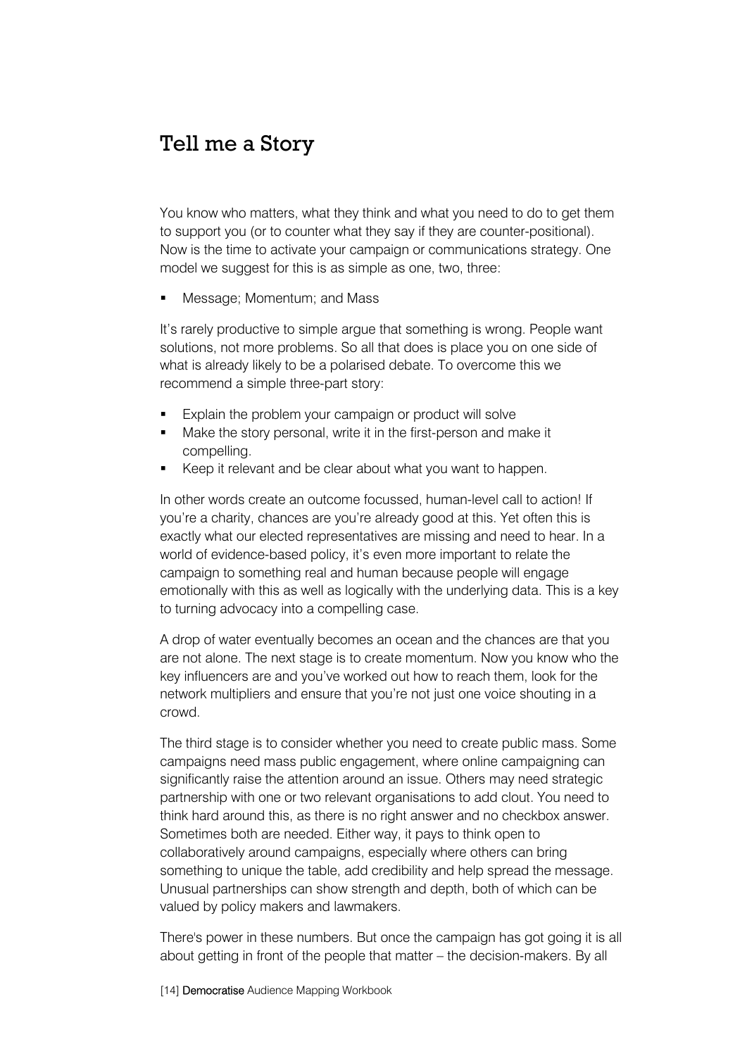# Tell me a Story

You know who matters, what they think and what you need to do to get them to support you (or to counter what they say if they are counter-positional). Now is the time to activate your campaign or communications strategy. One model we suggest for this is as simple as one, two, three:

- Message; Momentum; and Mass

It's rarely productive to simple argue that something is wrong. People want solutions, not more problems. So all that does is place you on one side of what is already likely to be a polarised debate. To overcome this we recommend a simple three-part story:

- Explain the problem your campaign or product will solve
- Make the story personal, write it in the first-person and make it compelling.
- Keep it relevant and be clear about what you want to happen.

In other words create an outcome focussed, human-level call to action! If you're a charity, chances are you're already good at this. Yet often this is exactly what our elected representatives are missing and need to hear. In a world of evidence-based policy, it's even more important to relate the campaign to something real and human because people will engage emotionally with this as well as logically with the underlying data. This is a key to turning advocacy into a compelling case.

A drop of water eventually becomes an ocean and the chances are that you are not alone. The next stage is to create momentum. Now you know who the key influencers are and you've worked out how to reach them, look for the network multipliers and ensure that you're not just one voice shouting in a crowd.

The third stage is to consider whether you need to create public mass. Some campaigns need mass public engagement, where online campaigning can significantly raise the attention around an issue. Others may need strategic partnership with one or two relevant organisations to add clout. You need to think hard around this, as there is no right answer and no checkbox answer. Sometimes both are needed. Either way, it pays to think open to collaboratively around campaigns, especially where others can bring something to unique the table, add credibility and help spread the message. Unusual partnerships can show strength and depth, both of which can be valued by policy makers and lawmakers.

There's power in these numbers. But once the campaign has got going it is all about getting in front of the people that matter – the decision-makers. By all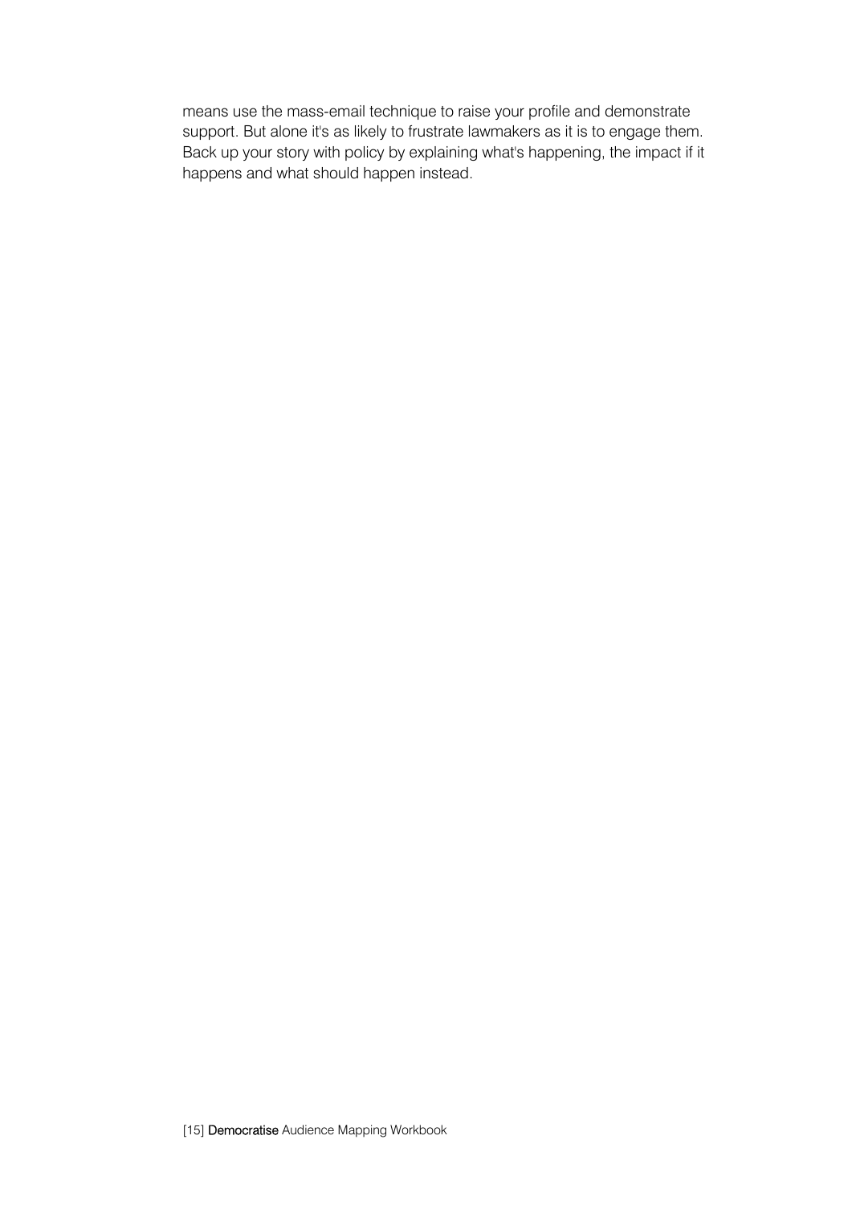means use the mass-email technique to raise your profile and demonstrate support. But alone it's as likely to frustrate lawmakers as it is to engage them. Back up your story with policy by explaining what's happening, the impact if it happens and what should happen instead.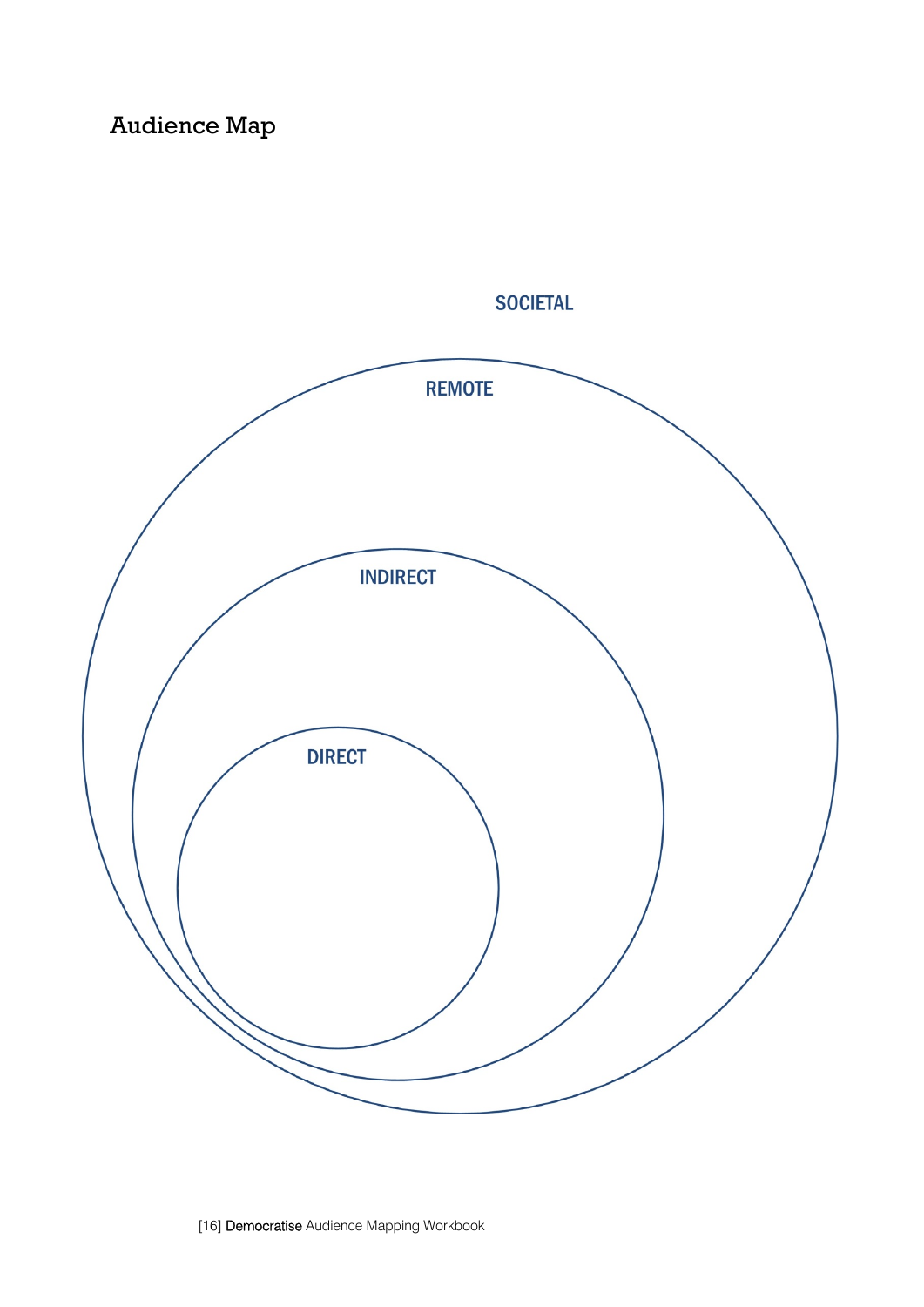# Audience Map

SOCIETAL

REMOTE

INDIRECT

DIRECT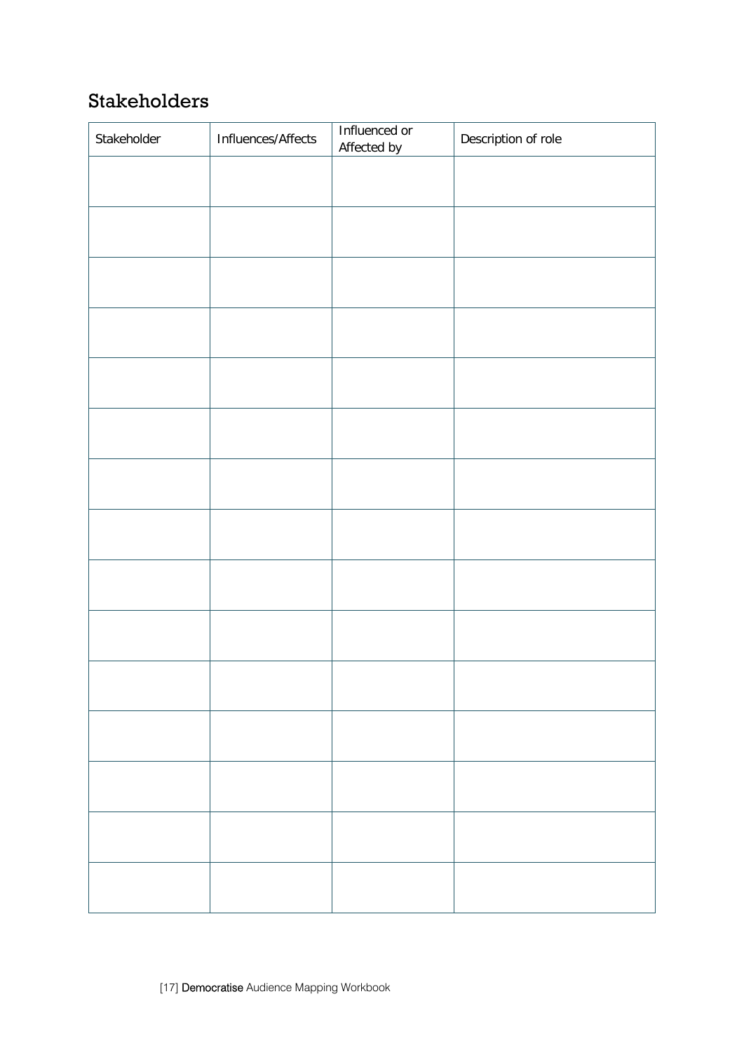## Stakeholders

| Stakeholder | Influences/Affects | Influenced or Affected by | Description of role |
| --- | --- | --- | --- |
| | | | |
| | | | |
| | | | |
| | | | |
| | | | |
| | | | |
| | | | |
| | | | |
| | | | |
| | | | |
| | | | |
| | | | |
| | | | |
| | | | |
| | | | |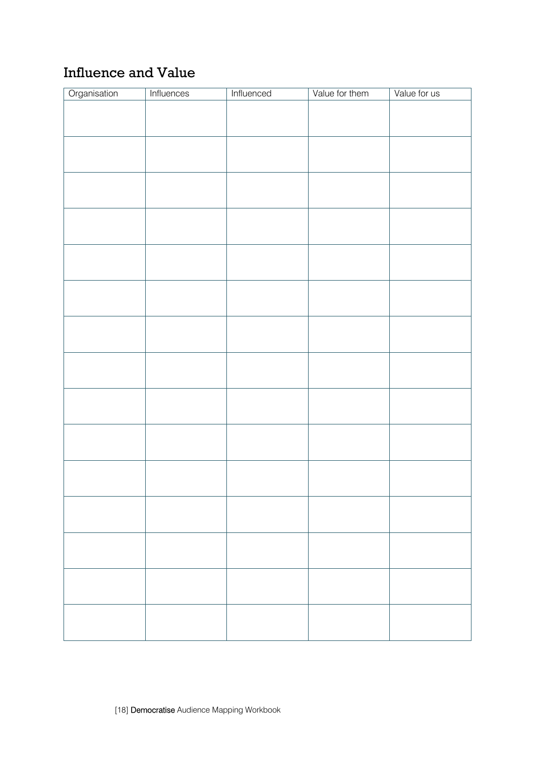## Influence and Value

| Organisation | Influences | Influenced | Value for them | Value for us |
|---|---|---|---|---|
| | | | | |
| | | | | |
| | | | | |
| | | | | |
| | | | | |
| | | | | |
| | | | | |
| | | | | |
| | | | | |
| | | | | |
| | | | | |
| | | | | |
| | | | | |
| | | | | |
| | | | | |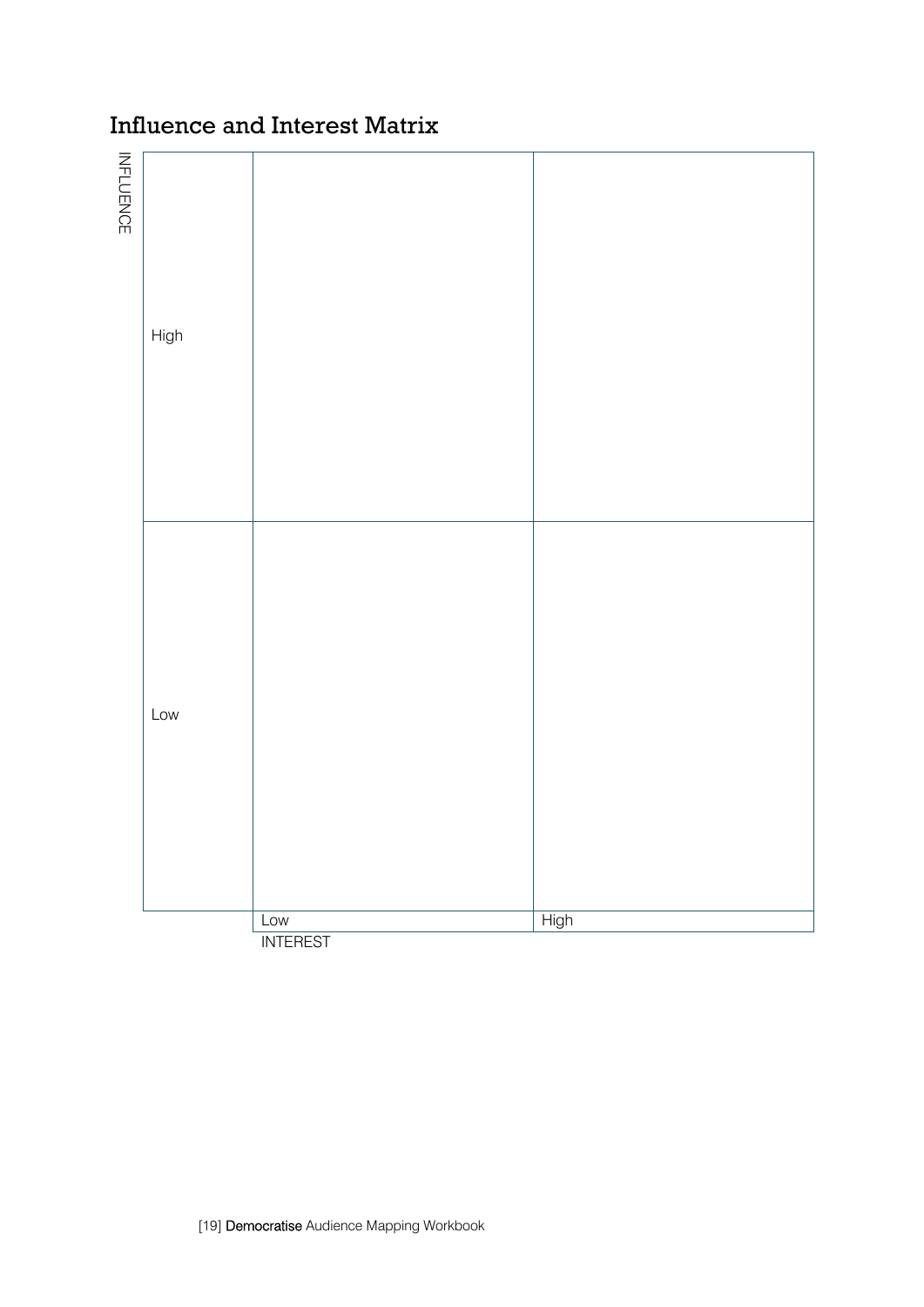## Influence and Interest Matrix

| INFLUENCE | | |
|---|---|---|
| High | | |
| Low | | |
| | Low | High |
| | INTEREST | |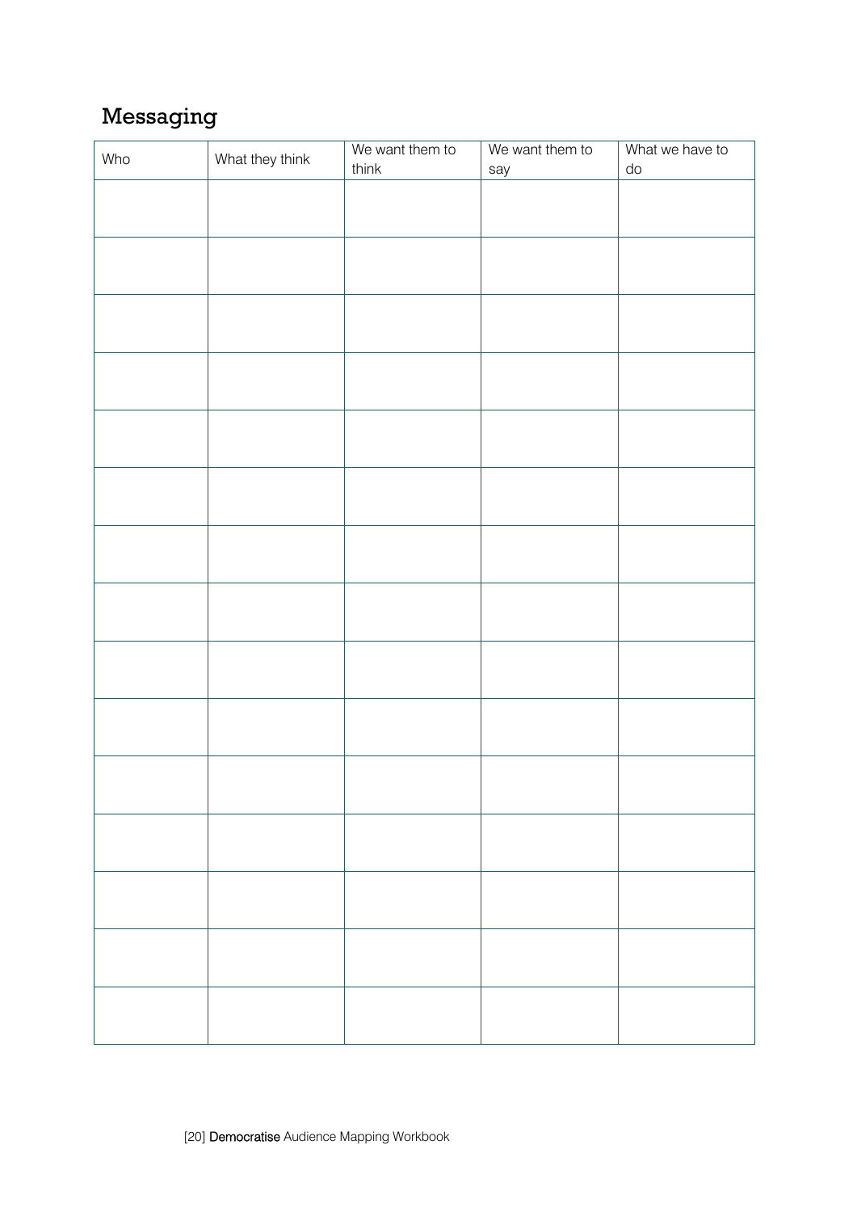## Messaging

| Who | What they think | We want them to think | We want them to say | What we have to do |
|---|---|---|---|---|
| | | | | |
| | | | | |
| | | | | |
| | | | | |
| | | | | |
| | | | | |
| | | | | |
| | | | | |
| | | | | |
| | | | | |
| | | | | |
| | | | | |
| | | | | |
| | | | | |
| | | | | |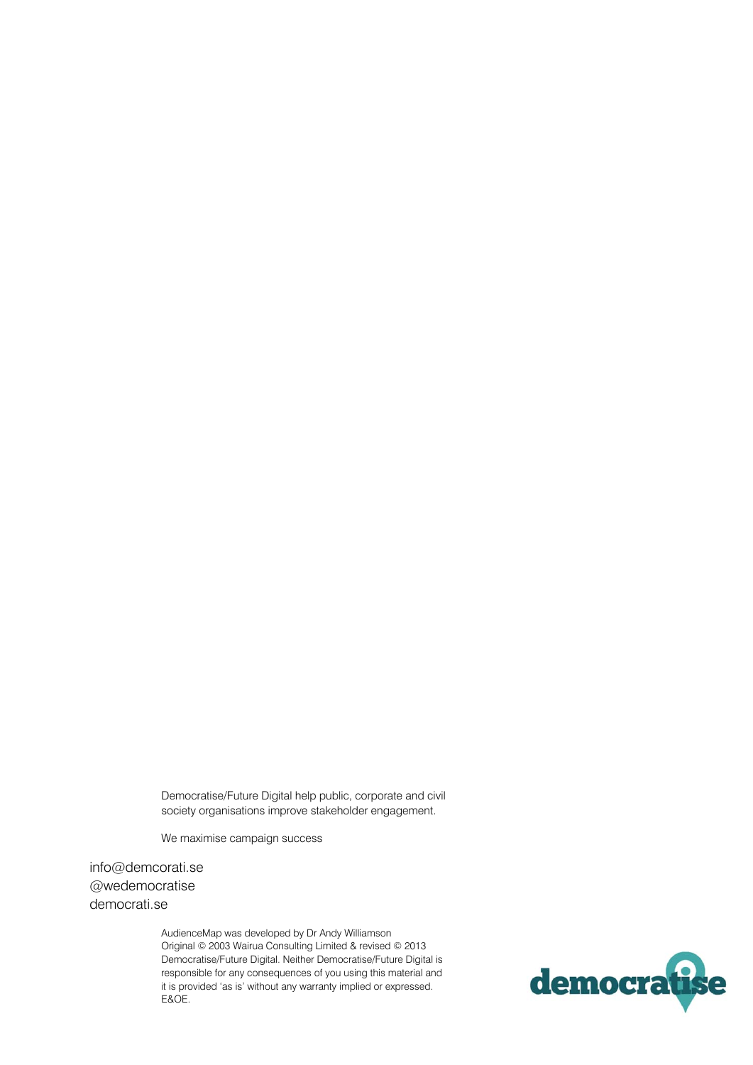Democratise/Future Digital help public, corporate and civil society organisations improve stakeholder engagement.

We maximise campaign success

info@demcorati.se
@wedemocratise
democrati.se

AudienceMap was developed by Dr Andy Williamson
Original © 2003 Wairua Consulting Limited & revised © 2013 Democratise/Future Digital. Neither Democratise/Future Digital is responsible for any consequences of you using this material and it is provided 'as is' without any warranty implied or expressed. E&OE.

democratise